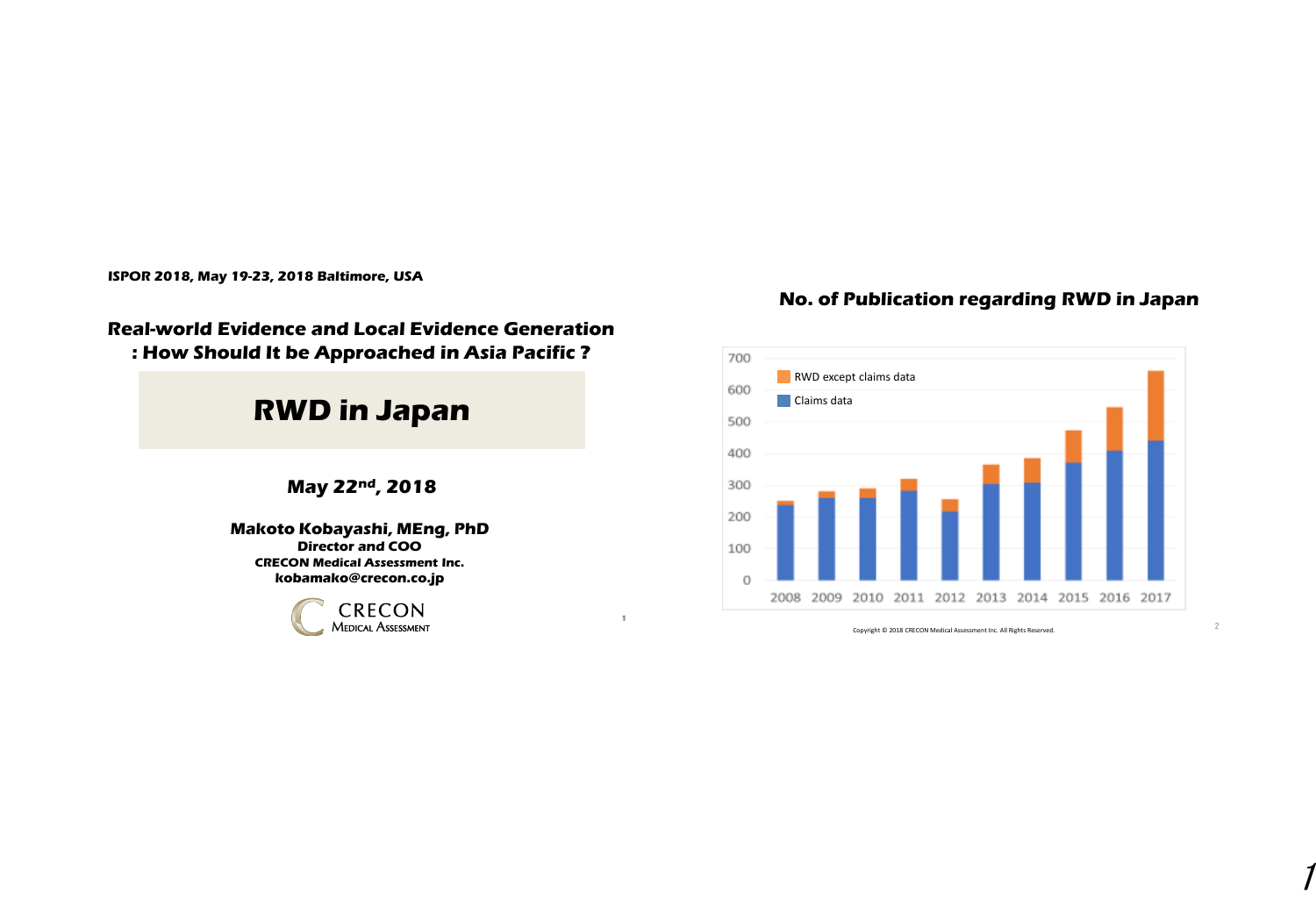ISPOR 2018, May 19-23, 2018 Baltimore, USA

**Real-world Evidence and Local Evidence Generation : How Should It be Approached in Asia Pacific ?**

# RWD in Japan

**May 22nd, 2018**

**Makoto Kobayashi, MEng, PhD**
**Director and COO**
**CRECON Medical Assessment Inc.**
**kobamako@crecon.co.jp**

CRECON Medical Assessment

## No. of Publication regarding RWD in Japan

| Year | Claims data | RWD except claims data | Total |
|---|---|---|---|
| 2008 | ~238 | ~12 | ~250 |
| 2009 | ~260 | ~20 | ~280 |
| 2010 | ~260 | ~30 | ~290 |
| 2011 | ~283 | ~37 | ~320 |
| 2012 | ~218 | ~37 | ~255 |
| 2013 | ~304 | ~61 | ~365 |
| 2014 | ~308 | ~77 | ~385 |
| 2015 | ~372 | ~100 | ~472 |
| 2016 | ~410 | ~135 | ~545 |
| 2017 | ~441 | ~219 | ~660 |

Copyright © 2018 CRECON Medical Assessment Inc. All Rights Reserved.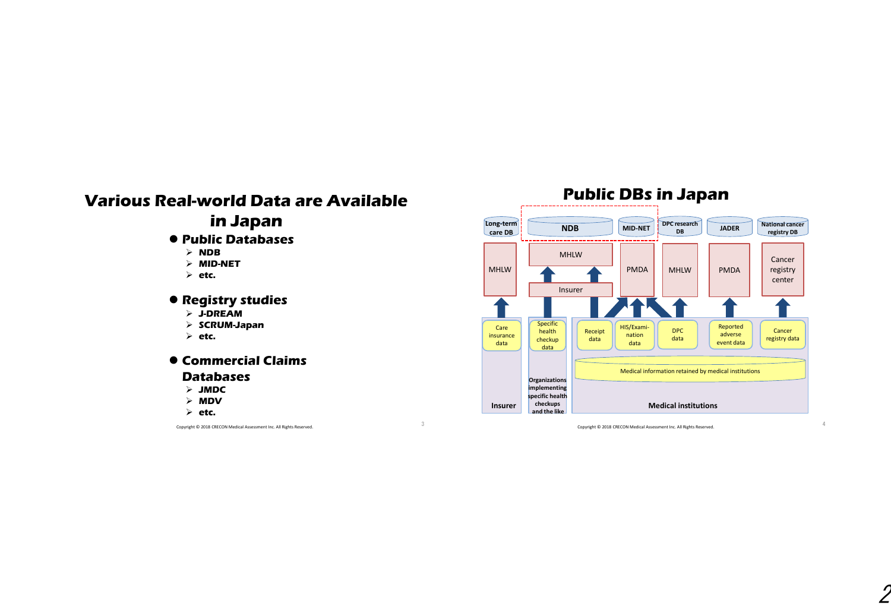# Various Real-world Data are Available in Japan

- **Public Databases**
  - NDB
  - MID-NET
  - etc.
- **Registry studies**
  - J-DREAM
  - SCRUM-Japan
  - etc.
- **Commercial Claims Databases**
  - JMDC
  - MDV
  - etc.

Copyright © 2018 CRECON Medical Assessment Inc. All Rights Reserved.

# Public DBs in Japan

| Database | Holder | Data source | Data provider |
|---|---|---|---|
| Long-term care DB | MHLW | Care insurance data | Insurer |
| NDB | MHLW (via Insurer) | Specific health checkup data; Receipt data | Organizations implementing specific health checkups and the like; Medical institutions |
| MID-NET | PMDA | Receipt data; HIS/Examination data; DPC data | Medical institutions |
| DPC research DB | MHLW | DPC data | Medical institutions |
| JADER | PMDA | Reported adverse event data | Medical institutions |
| National cancer registry DB | Cancer registry center | Cancer registry data | Medical institutions |

Medical information retained by medical institutions

Copyright © 2018 CRECON Medical Assessment Inc. All Rights Reserved.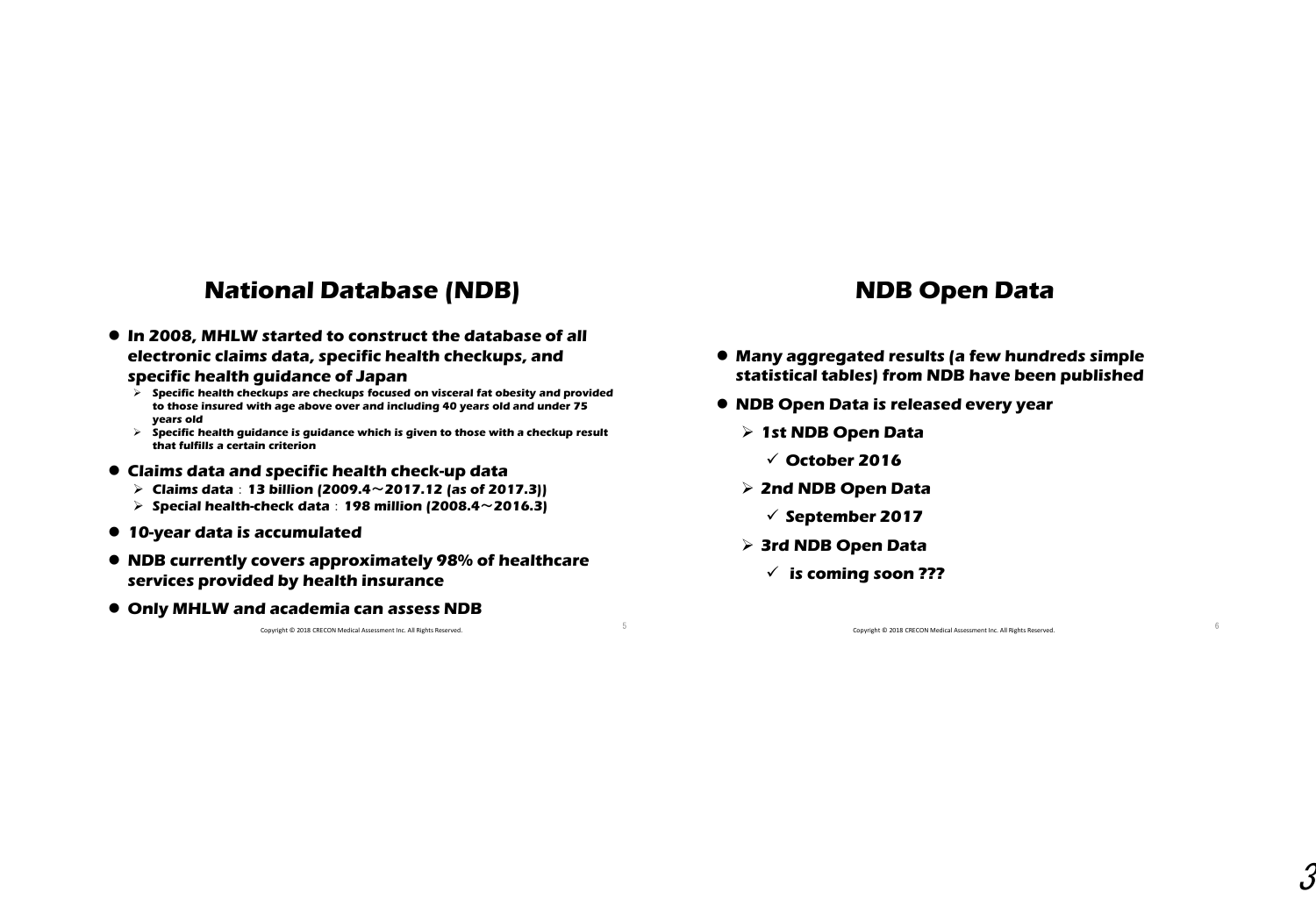# National Database (NDB)

- **In 2008, MHLW started to construct the database of all electronic claims data, specific health checkups, and specific health guidance of Japan**
  - **Specific health checkups are checkups focused on visceral fat obesity and provided to those insured with age above over and including 40 years old and under 75 years old**
  - **Specific health guidance is guidance which is given to those with a checkup result that fulfills a certain criterion**
- **Claims data and specific health check-up data**
  - **Claims data：13 billion (2009.4～2017.12 (as of 2017.3))**
  - **Special health-check data：198 million (2008.4～2016.3)**
- **10-year data is accumulated**
- **NDB currently covers approximately 98% of healthcare services provided by health insurance**
- **Only MHLW and academia can assess NDB**

# NDB Open Data

- **Many aggregated results (a few hundreds simple statistical tables) from NDB have been published**
- **NDB Open Data is released every year**
  - **1st NDB Open Data**
    - ✓ **October 2016**
  - **2nd NDB Open Data**
    - ✓ **September 2017**
  - **3rd NDB Open Data**
    - ✓ **is coming soon ???**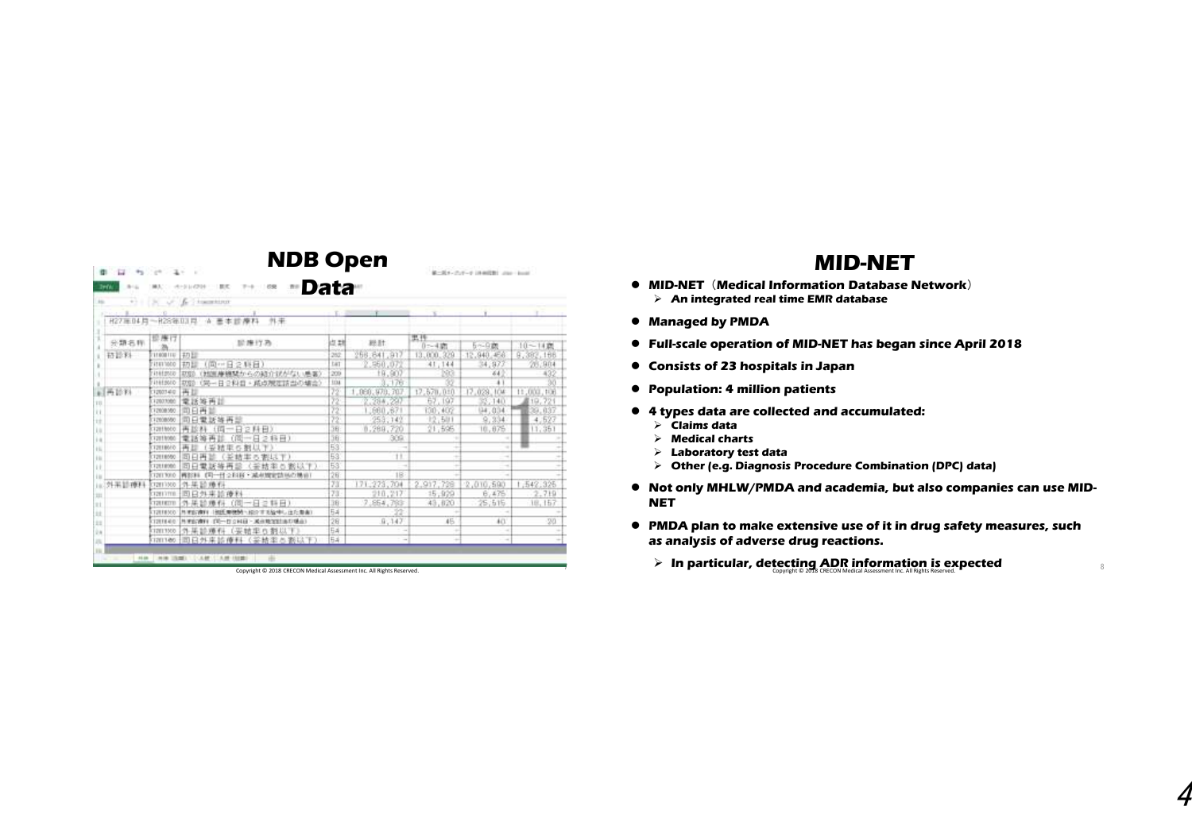## NDB Open Data

| 分類名称 | 診療行為 | 診療行為 | 点数 | 総計 | 男性 0～4歳 | 5～9歳 | 10～14歳 |
|---|---|---|---|---|---|---|---|
| 初診料 | 111000110 | 初診 | 282 | 258,841,917 | 13,000,329 | 12,940,456 | 9,382,166 |
| | 111011000 | 初診（同一日２科目） | 141 | 2,350,072 | 41,144 | 34,977 | 26,904 |
| | 111012010 | 初診（他医療機関からの紹介状がない患者） | 209 | 19,807 | 283 | 442 | 432 |
| | 111012010 | 初診（同一日２科目・紹介状なし） | 104 | 3,176 | 32 | 41 | 30 |
| 再診料 | 112007410 | 再診 | 72 | 1,060,970,707 | 17,578,010 | 17,029,104 | 11,003,106 |
| | 112007950 | 電話等再診 | 72 | 2,284,237 | 67,197 | 32,140 | 19,721 |
| | 112008350 | 同日再診 | 72 | 1,580,871 | 130,402 | 94,034 | 39,037 |
| | 112008850 | 同日電話等再診 | 72 | 253,142 | 12,581 | 9,334 | 4,527 |
| | 112015000 | 再診料（同一日２科目） | 36 | 8,269,720 | 21,595 | 16,875 | 11,351 |
| | 112015050 | 電話等再診（同一日２科目） | 36 | 309 | - | - | - |
| | 112016010 | 再診（妥結率５割以下） | 53 | - | - | - | - |
| | 112016050 | 同日再診（妥結率５割以下） | 53 | 11 | - | - | - |
| | 112016060 | 同日電話等再診（妥結率５割以下） | 53 | - | - | - | - |
| | 112017000 | 再診料（同一日２科目・減点） | 26 | 18 | - | - | - |
| 外来診療料 | 112011000 | 外来診療料 | 73 | 171,273,704 | 2,917,728 | 2,010,590 | 1,542,326 |
| | 112011110 | 同日外来診療料 | 73 | 210,217 | 15,929 | 6,475 | 2,719 |
| | 112016210 | 外来診療料（同一日２科目） | 36 | 7,854,793 | 43,820 | 25,515 | 18,157 |
| | 112016300 | 外来診療料（減点） | 54 | 22 | - | - | - |
| | 112016410 | 外来診療料（同一日２科目・減点） | 26 | 9,147 | 45 | 40 | 20 |
| | 112011300 | 外来診療料（妥結率５割以下） | 54 | - | - | - | - |
| | 112011400 | 同日外来診療料（妥結率５割以下） | 54 | - | - | - | - |

## MID-NET

- **MID-NET（Medical Information Database Network）**
  - **An integrated real time EMR database**
- **Managed by PMDA**
- **Full-scale operation of MID-NET has began since April 2018**
- **Consists of 23 hospitals in Japan**
- **Population: 4 million patients**
- **4 types data are collected and accumulated:**
  - **Claims data**
  - **Medical charts**
  - **Laboratory test data**
  - **Other (e.g. Diagnosis Procedure Combination (DPC) data)**
- **Not only MHLW/PMDA and academia, but also companies can use MID-NET**
- **PMDA plan to make extensive use of it in drug safety measures, such as analysis of adverse drug reactions.**
  - **In particular, detecting ADR information is expected**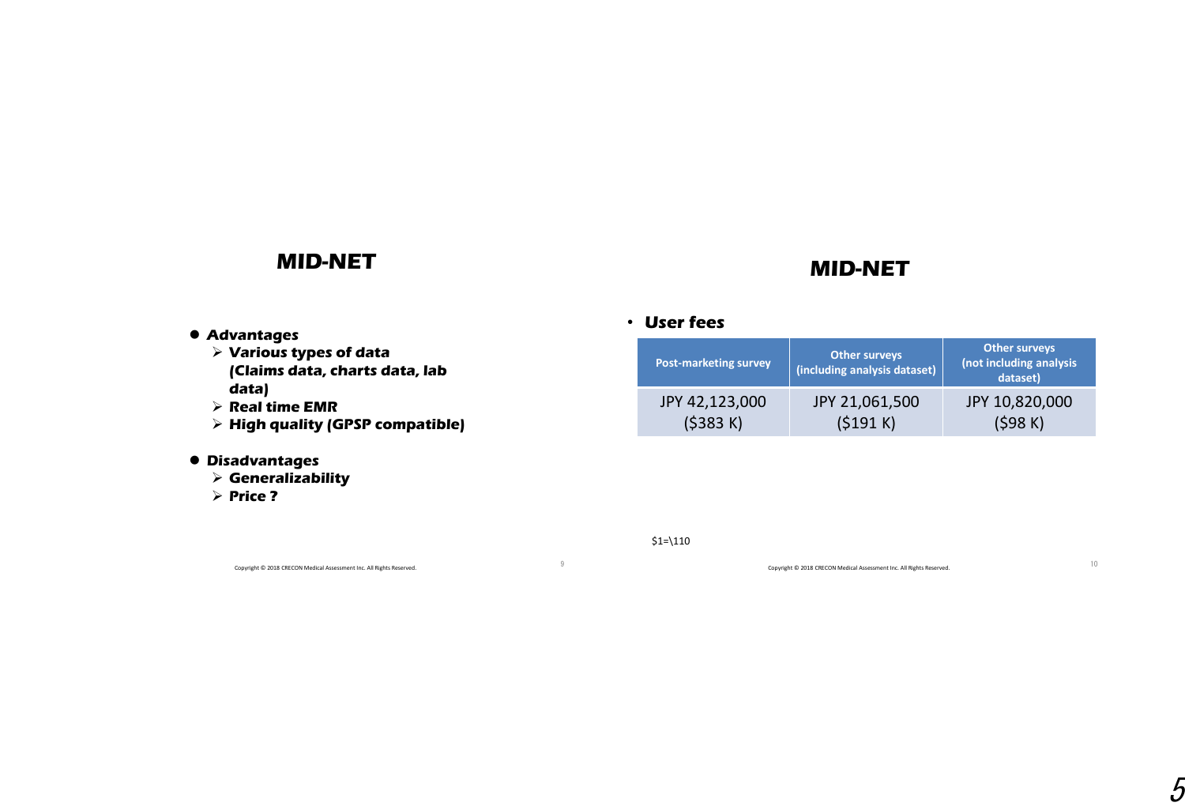## MID-NET

- **Advantages**
  - **Various types of data (Claims data, charts data, lab data)**
  - **Real time EMR**
  - **High quality (GPSP compatible)**
- **Disadvantages**
  - **Generalizability**
  - **Price ?**

## MID-NET

- **User fees**

| Post-marketing survey | Other surveys (including analysis dataset) | Other surveys (not including analysis dataset) |
|---|---|---|
| JPY 42,123,000 ($383 K) | JPY 21,061,500 ($191 K) | JPY 10,820,000 ($98 K) |

$1=\110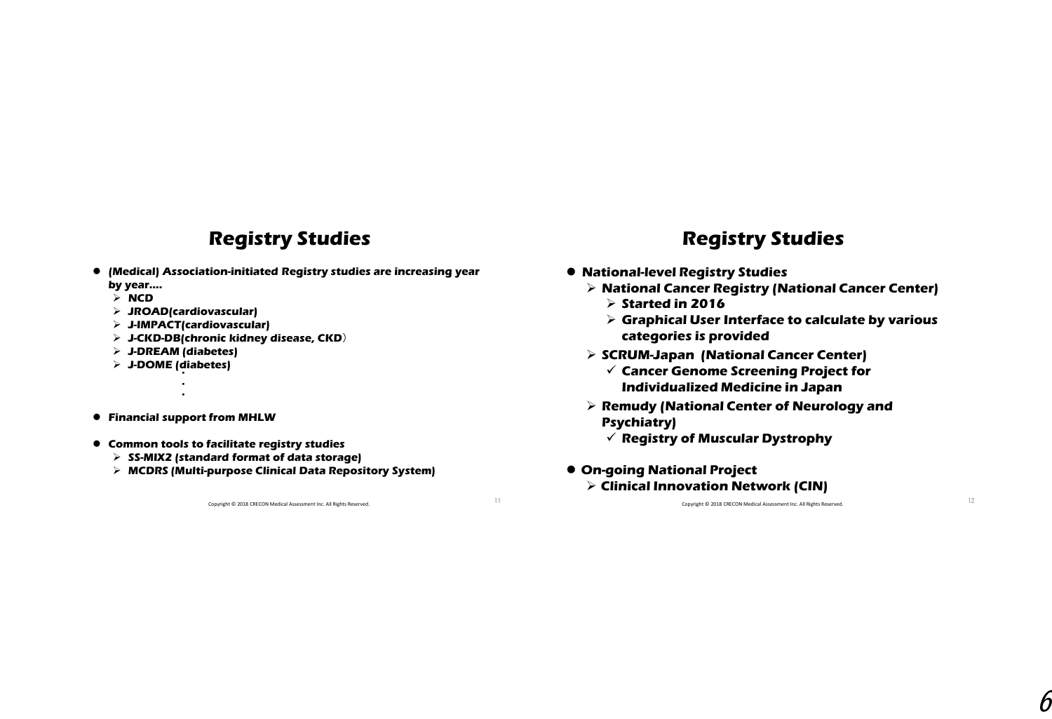# Registry Studies

- ***(Medical) Association-initiated Registry studies are increasing year by year….***
  - ***NCD***
  - ***JROAD(cardiovascular)***
  - ***J-IMPACT(cardiovascular)***
  - ***J-CKD-DB(chronic kidney disease, CKD***）
  - ***J-DREAM (diabetes)***
  - ***J-DOME (diabetes)***

    ・
    ・
    ・
- ***Financial support from MHLW***
- ***Common tools to facilitate registry studies***
  - ***SS-MIX2 (standard format of data storage)***
  - ***MCDRS (Multi-purpose Clinical Data Repository System)***

Copyright © 2018 CRECON Medical Assessment Inc. All Rights Reserved.

# Registry Studies

- ***National-level Registry Studies***
  - ***National Cancer Registry (National Cancer Center)***
    - ***Started in 2016***
    - ***Graphical User Interface to calculate by various categories is provided***
  - ***SCRUM-Japan (National Cancer Center)***
    - ✓ ***Cancer Genome Screening Project for Individualized Medicine in Japan***
  - ***Remudy (National Center of Neurology and Psychiatry)***
    - ✓ ***Registry of Muscular Dystrophy***
- ***On-going National Project***
  - ***Clinical Innovation Network (CIN)***

Copyright © 2018 CRECON Medical Assessment Inc. All Rights Reserved.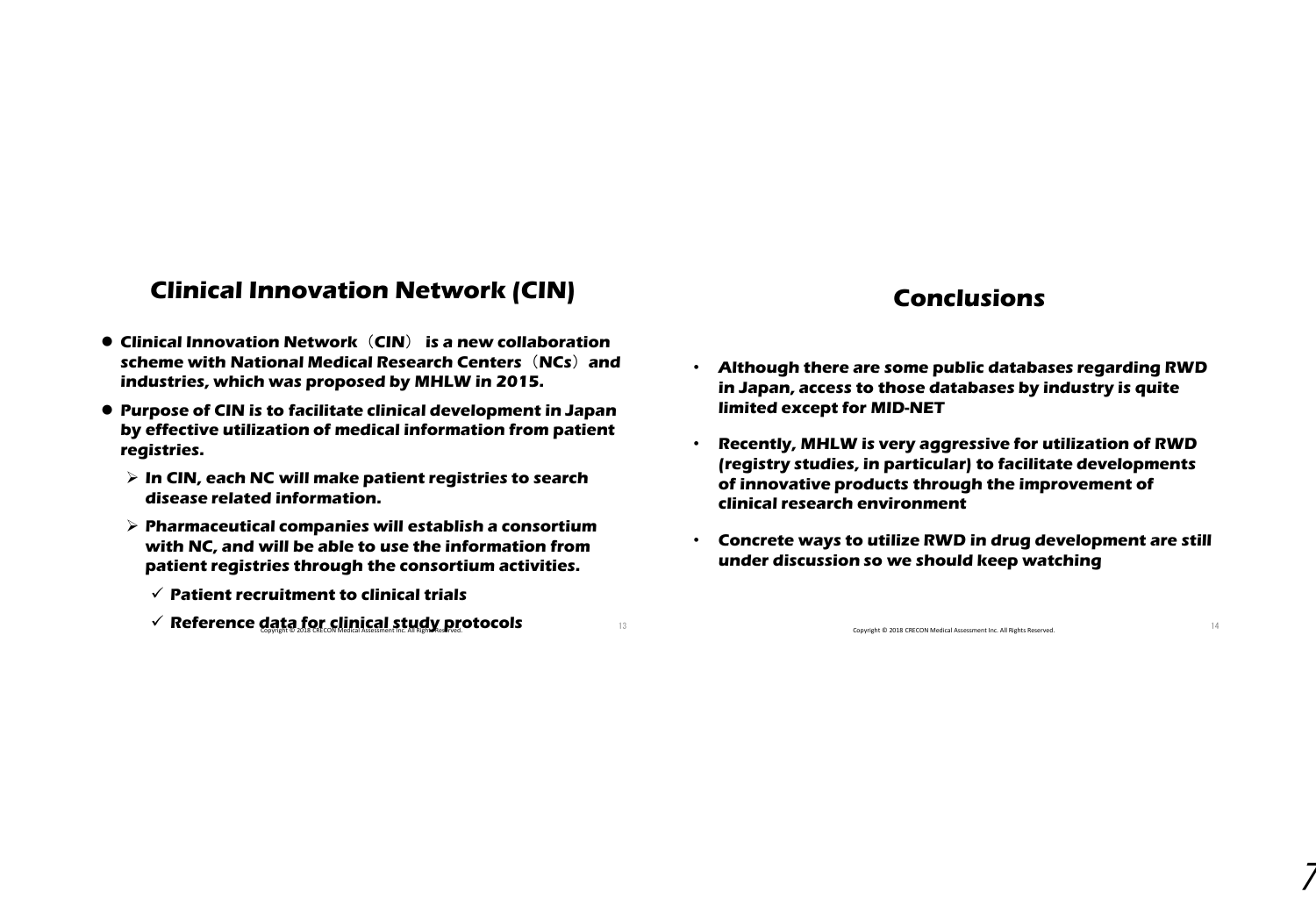## Clinical Innovation Network (CIN)

- **Clinical Innovation Network（CIN） is a new collaboration scheme with National Medical Research Centers（NCs）and industries, which was proposed by MHLW in 2015.**
- **Purpose of CIN is to facilitate clinical development in Japan by effective utilization of medical information from patient registries.**
  - **In CIN, each NC will make patient registries to search disease related information.**
  - **Pharmaceutical companies will establish a consortium with NC, and will be able to use the information from patient registries through the consortium activities.**
    - ✓ **Patient recruitment to clinical trials**
    - ✓ **Reference data for clinical study protocols**

## Conclusions

- **Although there are some public databases regarding RWD in Japan, access to those databases by industry is quite limited except for MID-NET**
- **Recently, MHLW is very aggressive for utilization of RWD (registry studies, in particular) to facilitate developments of innovative products through the improvement of clinical research environment**
- **Concrete ways to utilize RWD in drug development are still under discussion so we should keep watching**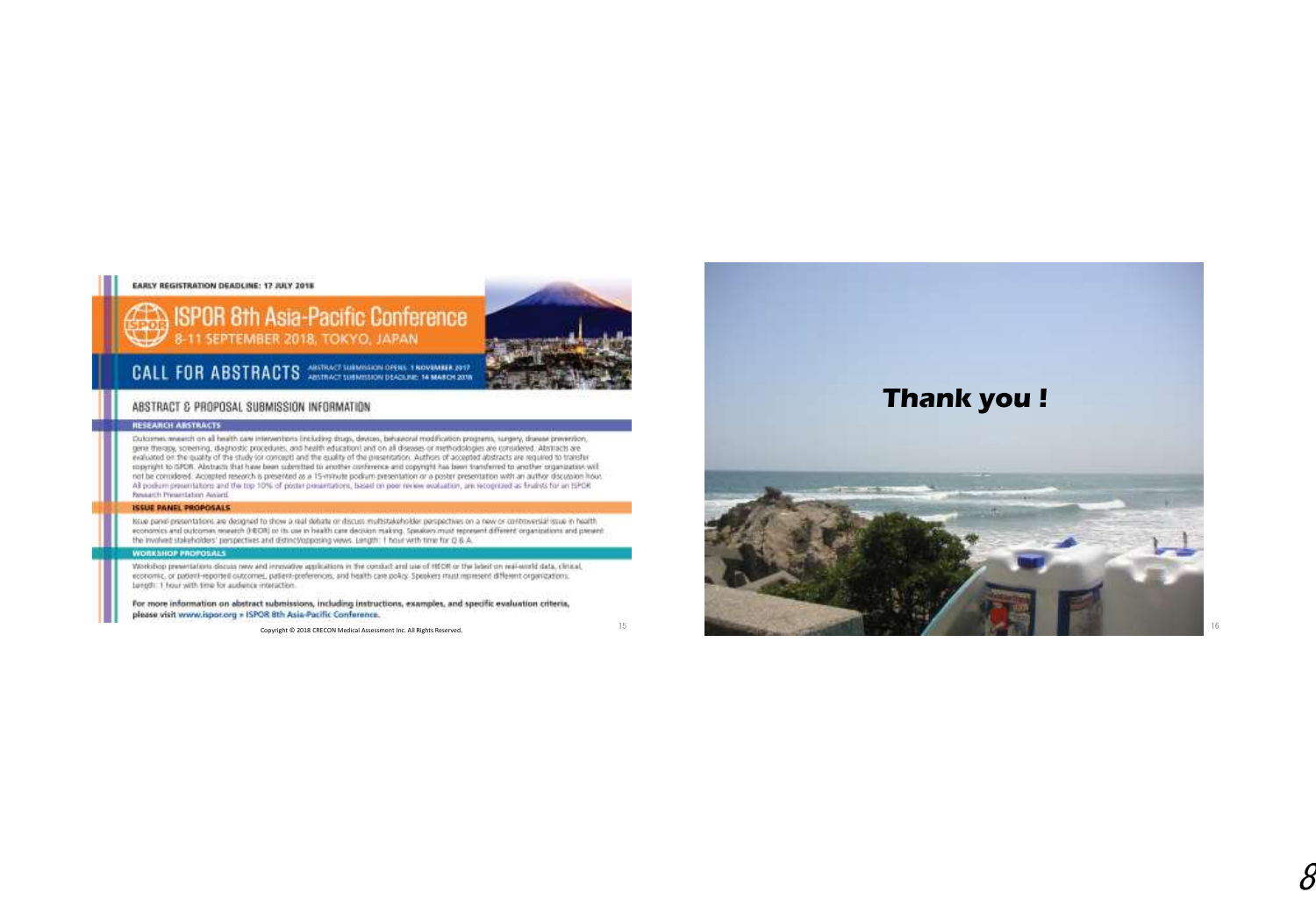EARLY REGISTRATION DEADLINE: 17 JULY 2018

# ISPOR 8th Asia-Pacific Conference

8-11 SEPTEMBER 2018, TOKYO, JAPAN

## CALL FOR ABSTRACTS

ABSTRACT SUBMISSION OPENS: 1 NOVEMBER 2017
ABSTRACT SUBMISSION DEADLINE: 14 MARCH 2018

### ABSTRACT & PROPOSAL SUBMISSION INFORMATION

**RESEARCH ABSTRACTS**

Outcomes research on all health care interventions (including drugs, devices, behavioral modification programs, surgery, disease prevention, gene therapy, screening, diagnostic procedures, and health education) and on all diseases or methodologies are considered. Abstracts are evaluated on the quality of the study (or concept) and the quality of the presentation. Authors of accepted abstracts are required to transfer copyright to ISPOR. Abstracts that have been submitted to another conference and copyright has been transferred to another organization will not be considered. Accepted research is presented as a 15-minute podium presentation or a poster presentation with an author discussion hour. All podium presentations and the top 10% of poster presentations, based on peer review evaluation, are recognized as finalists for an ISPOR Research Presentation Award.

**ISSUE PANEL PROPOSALS**

Issue panel presentations are designed to show a real debate or discuss multistakeholder perspectives on a new or controversial issue in health economics and outcomes research (HEOR) or its use in health care decision making. Speakers must represent different organizations and present the involved stakeholders' perspectives and distinct/opposing views. Length: 1 hour with time for Q & A.

**WORKSHOP PROPOSALS**

Workshop presentations discuss new and innovative applications in the conduct and use of HEOR or the latest on real-world data, clinical, economic, or patient-reported outcomes, patient-preferences, and health care policy. Speakers must represent different organizations. Length: 1 hour with time for audience interaction.

**For more information on abstract submissions, including instructions, examples, and specific evaluation criteria, please visit www.ispor.org » ISPOR 8th Asia-Pacific Conference.**

Copyright © 2018 CRECON Medical Assessment Inc. All Rights Reserved.

---

***Thank you !***